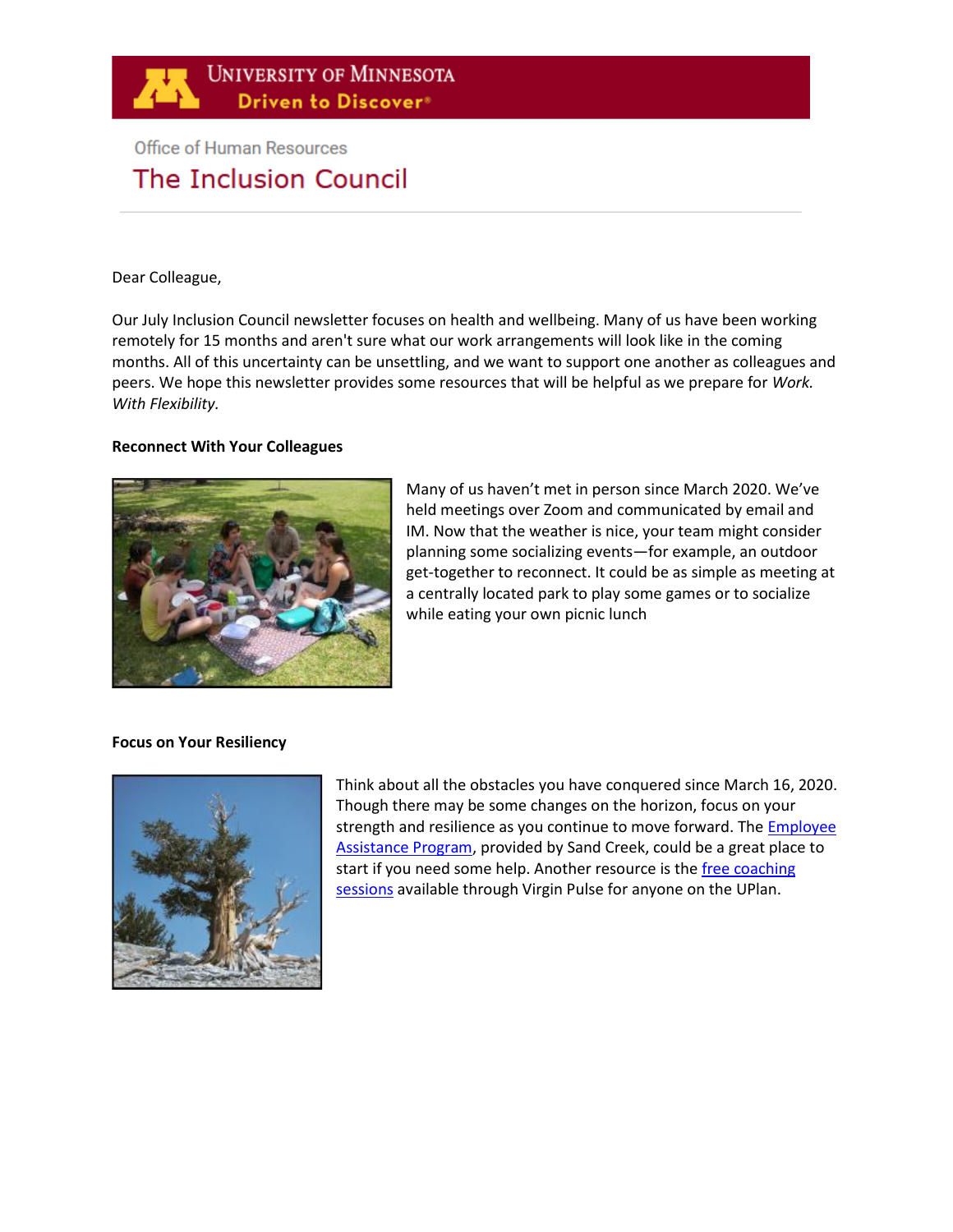University of Minnesota
Driven to Discover

Office of Human Resources

# The Inclusion Council

Dear Colleague,

Our July Inclusion Council newsletter focuses on health and wellbeing. Many of us have been working remotely for 15 months and aren't sure what our work arrangements will look like in the coming months. All of this uncertainty can be unsettling, and we want to support one another as colleagues and peers. We hope this newsletter provides some resources that will be helpful as we prepare for *Work. With Flexibility.*

**Reconnect With Your Colleagues**

Many of us haven't met in person since March 2020. We've held meetings over Zoom and communicated by email and IM. Now that the weather is nice, your team might consider planning some socializing events—for example, an outdoor get-together to reconnect. It could be as simple as meeting at a centrally located park to play some games or to socialize while eating your own picnic lunch

**Focus on Your Resiliency**

Think about all the obstacles you have conquered since March 16, 2020. Though there may be some changes on the horizon, focus on your strength and resilience as you continue to move forward. The Employee Assistance Program, provided by Sand Creek, could be a great place to start if you need some help. Another resource is the free coaching sessions available through Virgin Pulse for anyone on the UPlan.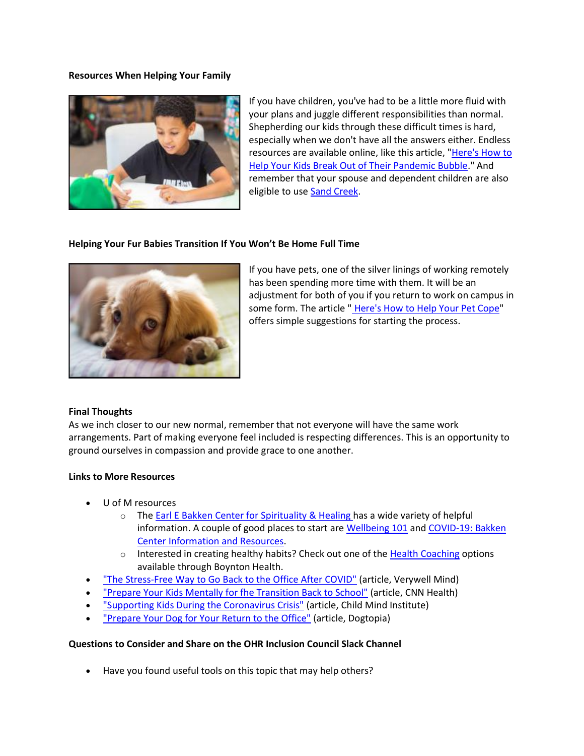**Resources When Helping Your Family**

If you have children, you've had to be a little more fluid with your plans and juggle different responsibilities than normal. Shepherding our kids through these difficult times is hard, especially when we don't have all the answers either. Endless resources are available online, like this article, "Here's How to Help Your Kids Break Out of Their Pandemic Bubble." And remember that your spouse and dependent children are also eligible to use Sand Creek.

**Helping Your Fur Babies Transition If You Won't Be Home Full Time**

If you have pets, one of the silver linings of working remotely has been spending more time with them. It will be an adjustment for both of you if you return to work on campus in some form. The article " Here's How to Help Your Pet Cope" offers simple suggestions for starting the process.

**Final Thoughts**

As we inch closer to our new normal, remember that not everyone will have the same work arrangements. Part of making everyone feel included is respecting differences. This is an opportunity to ground ourselves in compassion and provide grace to one another.

**Links to More Resources**

- U of M resources
  - The Earl E Bakken Center for Spirituality & Healing has a wide variety of helpful information. A couple of good places to start are Wellbeing 101 and COVID-19: Bakken Center Information and Resources.
  - Interested in creating healthy habits? Check out one of the Health Coaching options available through Boynton Health.
- "The Stress-Free Way to Go Back to the Office After COVID" (article, Verywell Mind)
- "Prepare Your Kids Mentally for fhe Transition Back to School" (article, CNN Health)
- "Supporting Kids During the Coronavirus Crisis" (article, Child Mind Institute)
- "Prepare Your Dog for Your Return to the Office" (article, Dogtopia)

**Questions to Consider and Share on the OHR Inclusion Council Slack Channel**

- Have you found useful tools on this topic that may help others?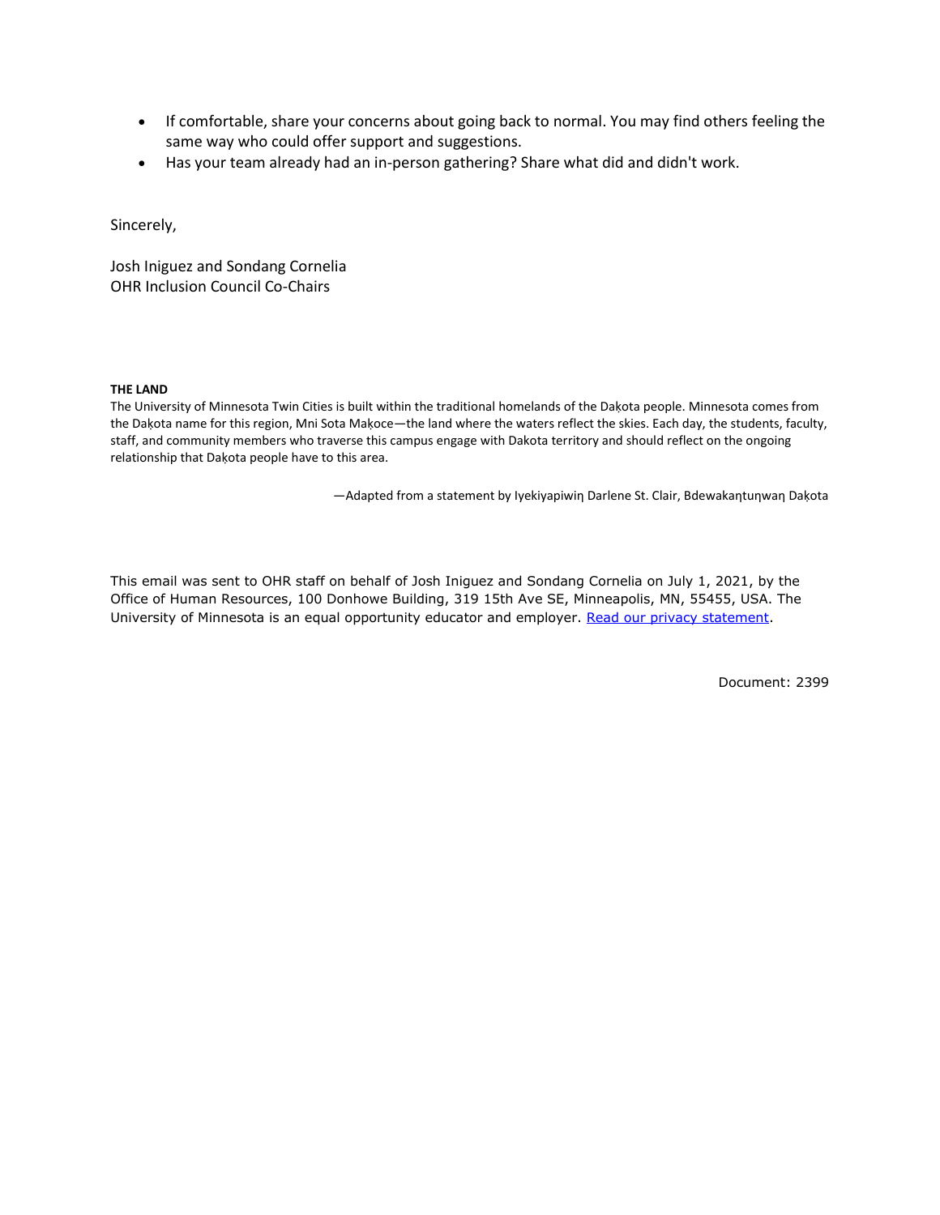- If comfortable, share your concerns about going back to normal. You may find others feeling the same way who could offer support and suggestions.
- Has your team already had an in-person gathering? Share what did and didn't work.

Sincerely,

Josh Iniguez and Sondang Cornelia
OHR Inclusion Council Co-Chairs

**THE LAND**

The University of Minnesota Twin Cities is built within the traditional homelands of the Dakota people. Minnesota comes from the Dakota name for this region, Mni Sota Makoce—the land where the waters reflect the skies. Each day, the students, faculty, staff, and community members who traverse this campus engage with Dakota territory and should reflect on the ongoing relationship that Dakota people have to this area.

—Adapted from a statement by Iyekiyapiwiŋ Darlene St. Clair, Bdewakaŋtuŋwaŋ Dakota

This email was sent to OHR staff on behalf of Josh Iniguez and Sondang Cornelia on July 1, 2021, by the Office of Human Resources, 100 Donhowe Building, 319 15th Ave SE, Minneapolis, MN, 55455, USA. The University of Minnesota is an equal opportunity educator and employer. [Read our privacy statement](#).

Document: 2399